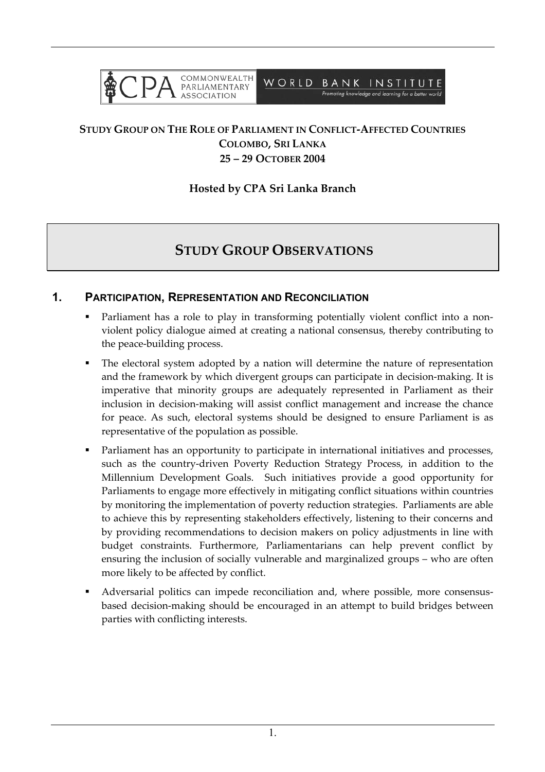COMMONWEALTH PARLIAMENTARY ASSOCIATION | WORLD BANK INSTITUTE — Promoting knowledge and learning for a better world

**STUDY GROUP ON THE ROLE OF PARLIAMENT IN CONFLICT-AFFECTED COUNTRIES**
**COLOMBO, SRI LANKA**
**25 – 29 OCTOBER 2004**

**Hosted by CPA Sri Lanka Branch**

# STUDY GROUP OBSERVATIONS

## 1. PARTICIPATION, REPRESENTATION AND RECONCILIATION

- Parliament has a role to play in transforming potentially violent conflict into a non-violent policy dialogue aimed at creating a national consensus, thereby contributing to the peace-building process.
- The electoral system adopted by a nation will determine the nature of representation and the framework by which divergent groups can participate in decision-making. It is imperative that minority groups are adequately represented in Parliament as their inclusion in decision-making will assist conflict management and increase the chance for peace. As such, electoral systems should be designed to ensure Parliament is as representative of the population as possible.
- Parliament has an opportunity to participate in international initiatives and processes, such as the country-driven Poverty Reduction Strategy Process, in addition to the Millennium Development Goals. Such initiatives provide a good opportunity for Parliaments to engage more effectively in mitigating conflict situations within countries by monitoring the implementation of poverty reduction strategies. Parliaments are able to achieve this by representing stakeholders effectively, listening to their concerns and by providing recommendations to decision makers on policy adjustments in line with budget constraints. Furthermore, Parliamentarians can help prevent conflict by ensuring the inclusion of socially vulnerable and marginalized groups – who are often more likely to be affected by conflict.
- Adversarial politics can impede reconciliation and, where possible, more consensus-based decision-making should be encouraged in an attempt to build bridges between parties with conflicting interests.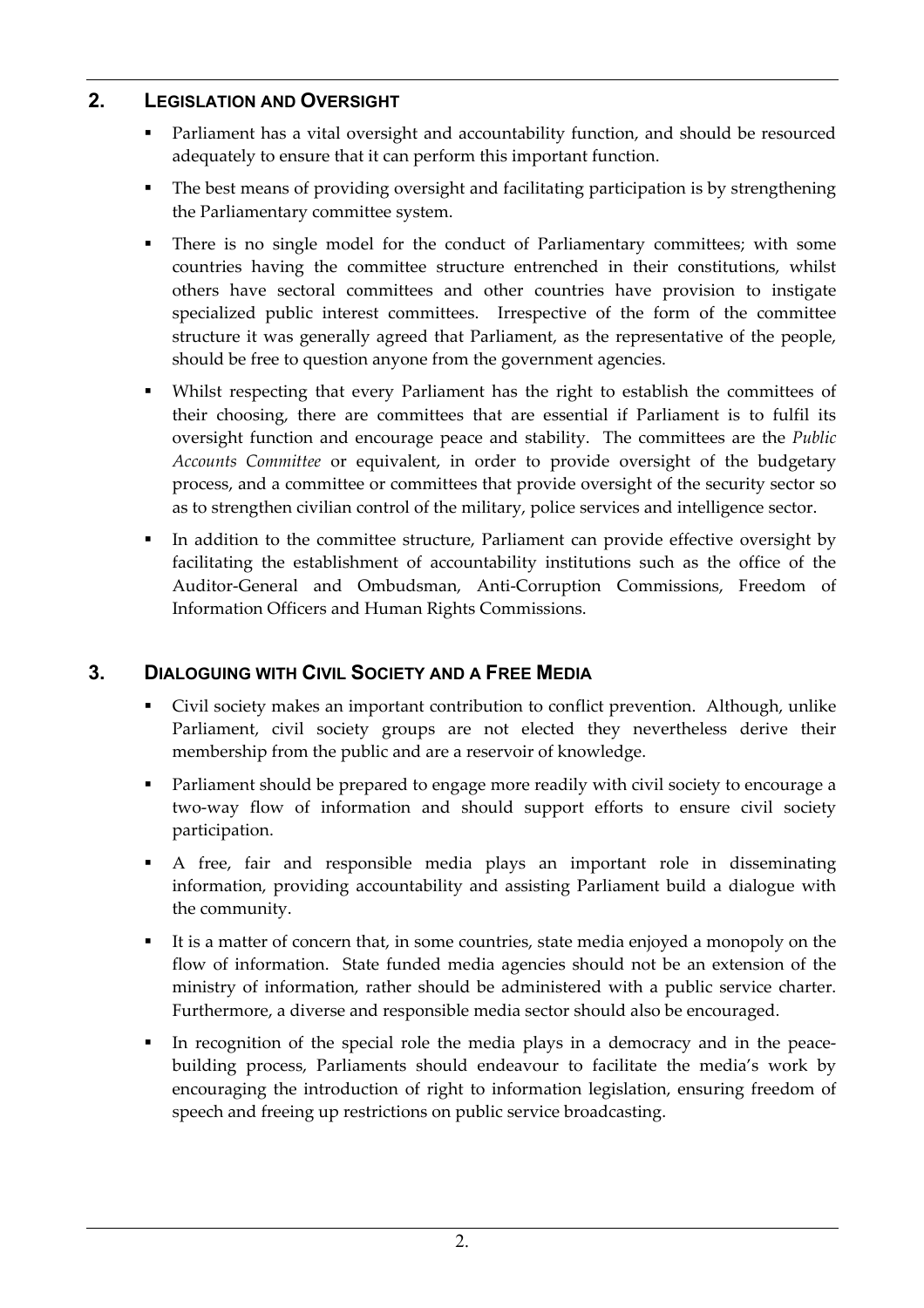## 2. LEGISLATION AND OVERSIGHT

- Parliament has a vital oversight and accountability function, and should be resourced adequately to ensure that it can perform this important function.
- The best means of providing oversight and facilitating participation is by strengthening the Parliamentary committee system.
- There is no single model for the conduct of Parliamentary committees; with some countries having the committee structure entrenched in their constitutions, whilst others have sectoral committees and other countries have provision to instigate specialized public interest committees. Irrespective of the form of the committee structure it was generally agreed that Parliament, as the representative of the people, should be free to question anyone from the government agencies.
- Whilst respecting that every Parliament has the right to establish the committees of their choosing, there are committees that are essential if Parliament is to fulfil its oversight function and encourage peace and stability. The committees are the *Public Accounts Committee* or equivalent, in order to provide oversight of the budgetary process, and a committee or committees that provide oversight of the security sector so as to strengthen civilian control of the military, police services and intelligence sector.
- In addition to the committee structure, Parliament can provide effective oversight by facilitating the establishment of accountability institutions such as the office of the Auditor-General and Ombudsman, Anti-Corruption Commissions, Freedom of Information Officers and Human Rights Commissions.

## 3. DIALOGUING WITH CIVIL SOCIETY AND A FREE MEDIA

- Civil society makes an important contribution to conflict prevention. Although, unlike Parliament, civil society groups are not elected they nevertheless derive their membership from the public and are a reservoir of knowledge.
- Parliament should be prepared to engage more readily with civil society to encourage a two-way flow of information and should support efforts to ensure civil society participation.
- A free, fair and responsible media plays an important role in disseminating information, providing accountability and assisting Parliament build a dialogue with the community.
- It is a matter of concern that, in some countries, state media enjoyed a monopoly on the flow of information. State funded media agencies should not be an extension of the ministry of information, rather should be administered with a public service charter. Furthermore, a diverse and responsible media sector should also be encouraged.
- In recognition of the special role the media plays in a democracy and in the peace-building process, Parliaments should endeavour to facilitate the media's work by encouraging the introduction of right to information legislation, ensuring freedom of speech and freeing up restrictions on public service broadcasting.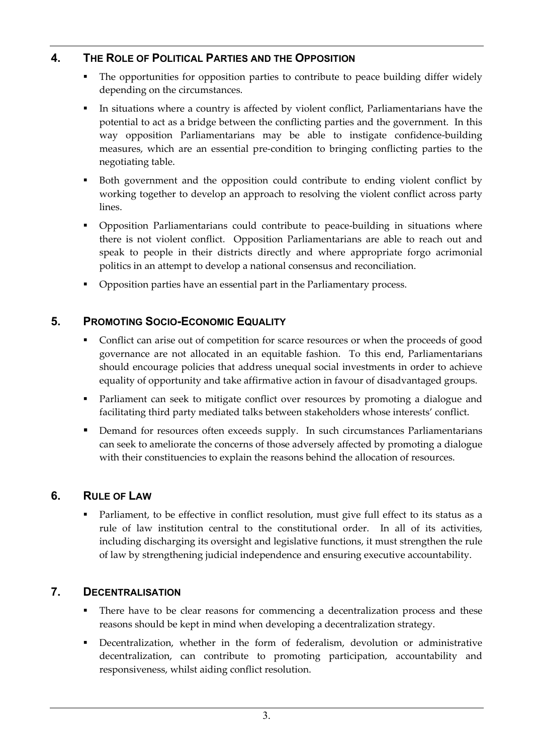## 4. The Role of Political Parties and the Opposition

- The opportunities for opposition parties to contribute to peace building differ widely depending on the circumstances.
- In situations where a country is affected by violent conflict, Parliamentarians have the potential to act as a bridge between the conflicting parties and the government. In this way opposition Parliamentarians may be able to instigate confidence-building measures, which are an essential pre-condition to bringing conflicting parties to the negotiating table.
- Both government and the opposition could contribute to ending violent conflict by working together to develop an approach to resolving the violent conflict across party lines.
- Opposition Parliamentarians could contribute to peace-building in situations where there is not violent conflict. Opposition Parliamentarians are able to reach out and speak to people in their districts directly and where appropriate forgo acrimonial politics in an attempt to develop a national consensus and reconciliation.
- Opposition parties have an essential part in the Parliamentary process.

## 5. Promoting Socio-Economic Equality

- Conflict can arise out of competition for scarce resources or when the proceeds of good governance are not allocated in an equitable fashion. To this end, Parliamentarians should encourage policies that address unequal social investments in order to achieve equality of opportunity and take affirmative action in favour of disadvantaged groups.
- Parliament can seek to mitigate conflict over resources by promoting a dialogue and facilitating third party mediated talks between stakeholders whose interests' conflict.
- Demand for resources often exceeds supply. In such circumstances Parliamentarians can seek to ameliorate the concerns of those adversely affected by promoting a dialogue with their constituencies to explain the reasons behind the allocation of resources.

## 6. Rule of Law

- Parliament, to be effective in conflict resolution, must give full effect to its status as a rule of law institution central to the constitutional order. In all of its activities, including discharging its oversight and legislative functions, it must strengthen the rule of law by strengthening judicial independence and ensuring executive accountability.

## 7. Decentralisation

- There have to be clear reasons for commencing a decentralization process and these reasons should be kept in mind when developing a decentralization strategy.
- Decentralization, whether in the form of federalism, devolution or administrative decentralization, can contribute to promoting participation, accountability and responsiveness, whilst aiding conflict resolution.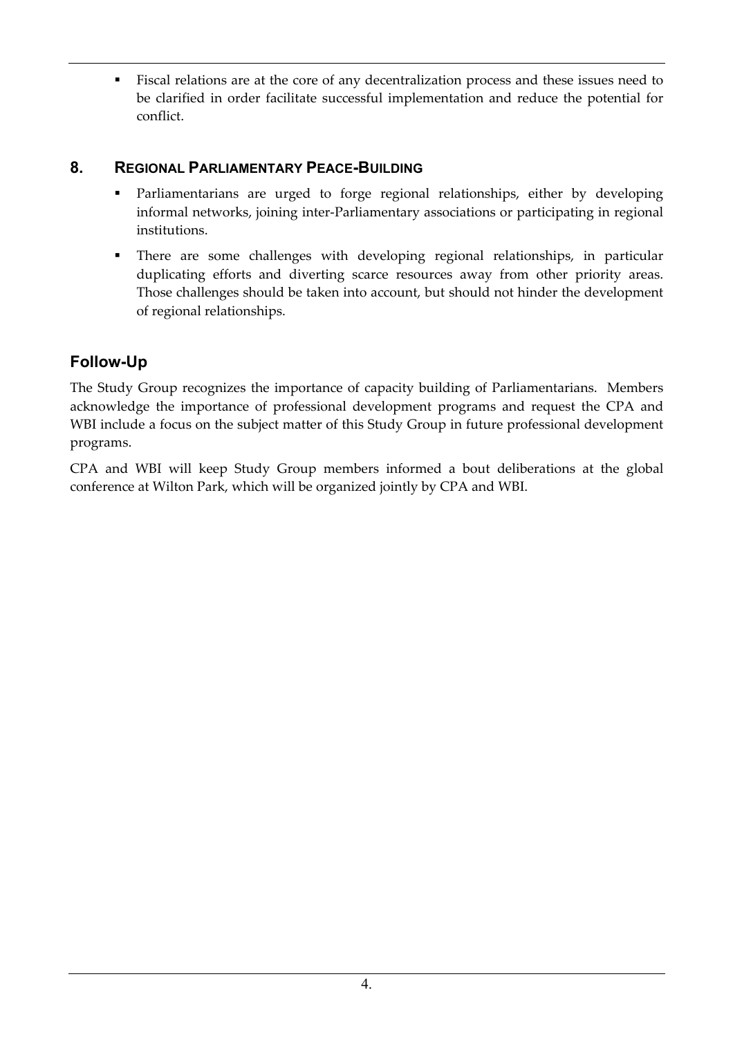- Fiscal relations are at the core of any decentralization process and these issues need to be clarified in order facilitate successful implementation and reduce the potential for conflict.

### 8. REGIONAL PARLIAMENTARY PEACE-BUILDING

- Parliamentarians are urged to forge regional relationships, either by developing informal networks, joining inter-Parliamentary associations or participating in regional institutions.
- There are some challenges with developing regional relationships, in particular duplicating efforts and diverting scarce resources away from other priority areas. Those challenges should be taken into account, but should not hinder the development of regional relationships.

## Follow-Up

The Study Group recognizes the importance of capacity building of Parliamentarians. Members acknowledge the importance of professional development programs and request the CPA and WBI include a focus on the subject matter of this Study Group in future professional development programs.

CPA and WBI will keep Study Group members informed a bout deliberations at the global conference at Wilton Park, which will be organized jointly by CPA and WBI.